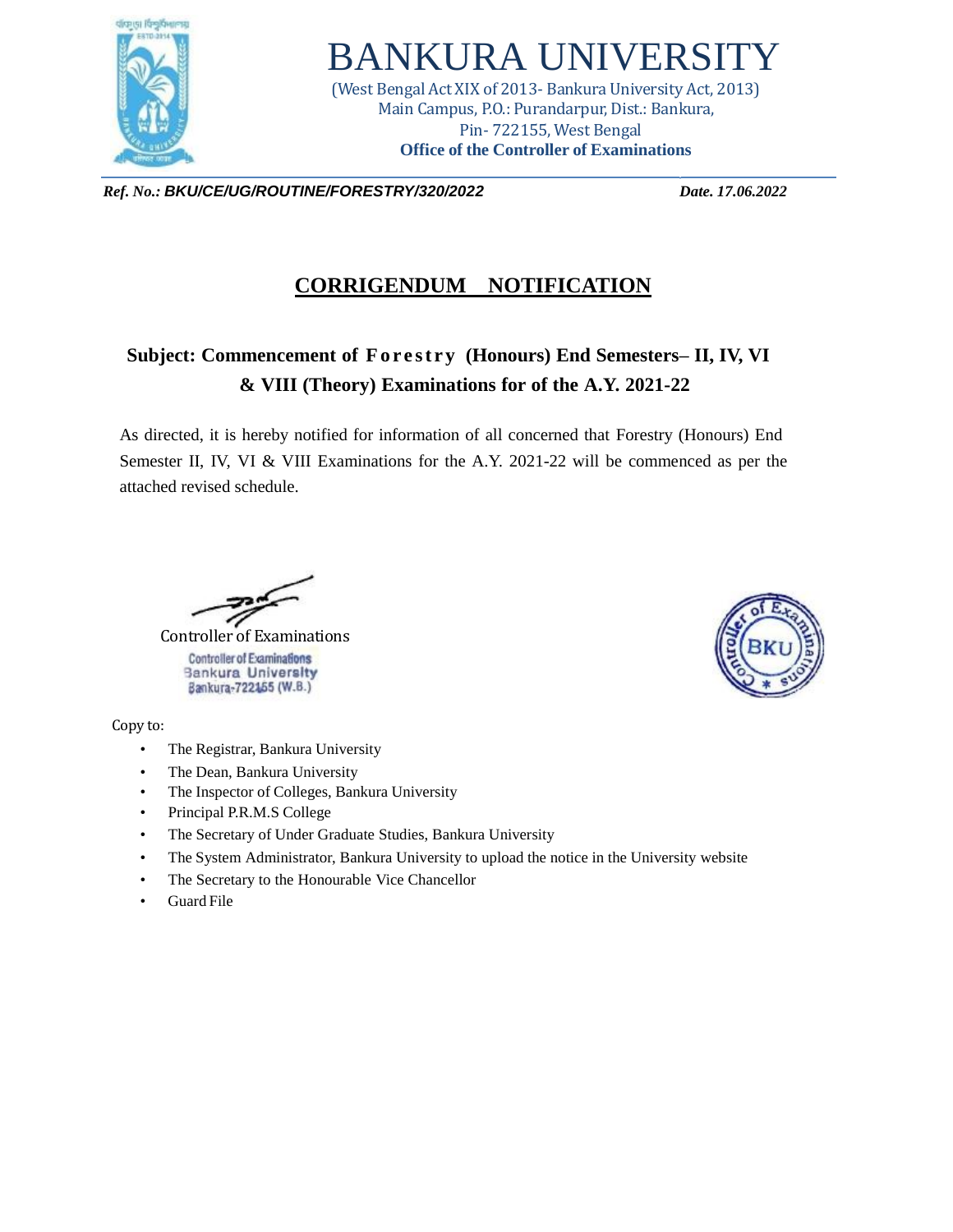# BANKURA UNIVERSITY

(West Bengal Act XIX of 2013- Bankura University Act, 2013)
Main Campus, P.O.: Purandarpur, Dist.: Bankura,
Pin- 722155, West Bengal
**Office of the Controller of Examinations**

***Ref. No.: BKU/CE/UG/ROUTINE/FORESTRY/320/2022*** ***Date. 17.06.2022***

## CORRIGENDUM NOTIFICATION

**Subject: Commencement of Forestry (Honours) End Semesters– II, IV, VI & VIII (Theory) Examinations for of the A.Y. 2021-22**

As directed, it is hereby notified for information of all concerned that Forestry (Honours) End Semester II, IV, VI & VIII Examinations for the A.Y. 2021-22 will be commenced as per the attached revised schedule.

Controller of Examinations
Controller of Examinations
Bankura University
Bankura-722155 (W.B.)

Copy to:

- The Registrar, Bankura University
- The Dean, Bankura University
- The Inspector of Colleges, Bankura University
- Principal P.R.M.S College
- The Secretary of Under Graduate Studies, Bankura University
- The System Administrator, Bankura University to upload the notice in the University website
- The Secretary to the Honourable Vice Chancellor
- Guard File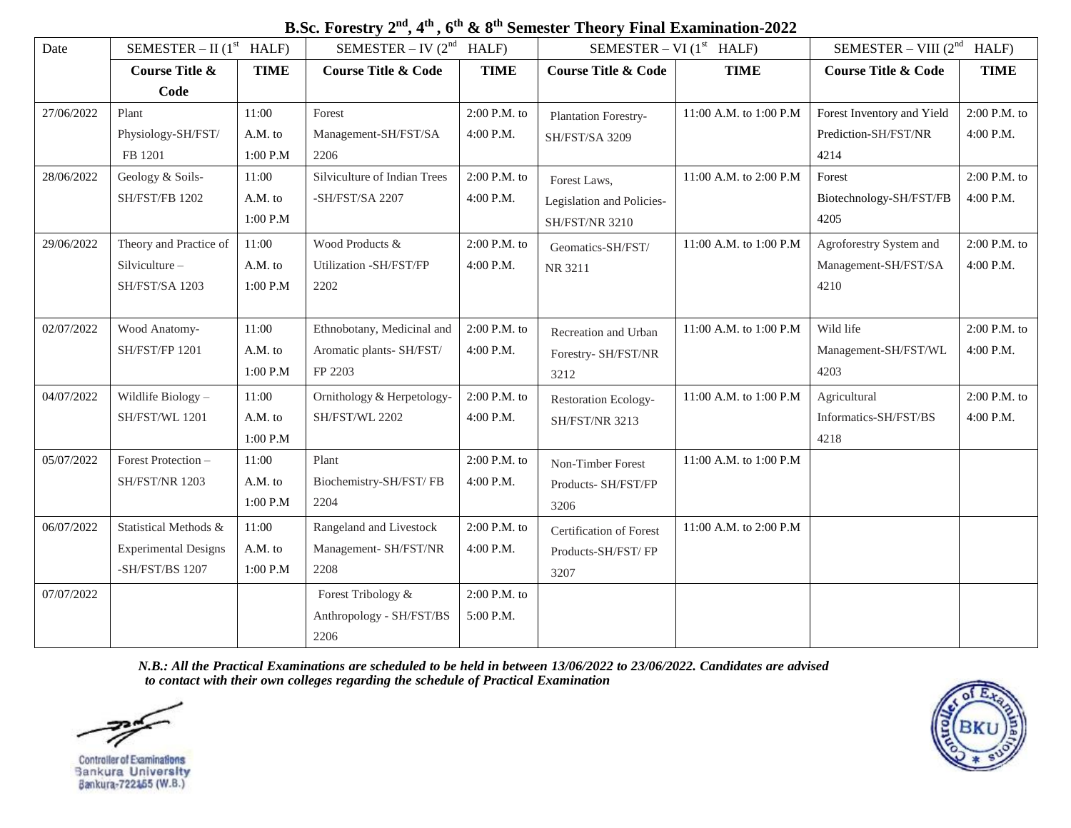# B.Sc. Forestry 2nd, 4th, 6th & 8th Semester Theory Final Examination-2022

| Date | SEMESTER – II (1st HALF) | | SEMESTER – IV (2nd HALF) | | SEMESTER – VI (1st HALF) | | SEMESTER – VIII (2nd HALF) | |
|---|---|---|---|---|---|---|---|---|
| | **Course Title & Code** | **TIME** | **Course Title & Code** | **TIME** | **Course Title & Code** | **TIME** | **Course Title & Code** | **TIME** |
| 27/06/2022 | Plant Physiology-SH/FST/ FB 1201 | 11:00 A.M. to 1:00 P.M | Forest Management-SH/FST/SA 2206 | 2:00 P.M. to 4:00 P.M. | Plantation Forestry-SH/FST/SA 3209 | 11:00 A.M. to 1:00 P.M | Forest Inventory and Yield Prediction-SH/FST/NR 4214 | 2:00 P.M. to 4:00 P.M. |
| 28/06/2022 | Geology & Soils-SH/FST/FB 1202 | 11:00 A.M. to 1:00 P.M | Silviculture of Indian Trees -SH/FST/SA 2207 | 2:00 P.M. to 4:00 P.M. | Forest Laws, Legislation and Policies-SH/FST/NR 3210 | 11:00 A.M. to 2:00 P.M | Forest Biotechnology-SH/FST/FB 4205 | 2:00 P.M. to 4:00 P.M. |
| 29/06/2022 | Theory and Practice of Silviculture – SH/FST/SA 1203 | 11:00 A.M. to 1:00 P.M | Wood Products & Utilization -SH/FST/FP 2202 | 2:00 P.M. to 4:00 P.M. | Geomatics-SH/FST/ NR 3211 | 11:00 A.M. to 1:00 P.M | Agroforestry System and Management-SH/FST/SA 4210 | 2:00 P.M. to 4:00 P.M. |
| 02/07/2022 | Wood Anatomy-SH/FST/FP 1201 | 11:00 A.M. to 1:00 P.M | Ethnobotany, Medicinal and Aromatic plants- SH/FST/ FP 2203 | 2:00 P.M. to 4:00 P.M. | Recreation and Urban Forestry- SH/FST/NR 3212 | 11:00 A.M. to 1:00 P.M | Wild life Management-SH/FST/WL 4203 | 2:00 P.M. to 4:00 P.M. |
| 04/07/2022 | Wildlife Biology – SH/FST/WL 1201 | 11:00 A.M. to 1:00 P.M | Ornithology & Herpetology-SH/FST/WL 2202 | 2:00 P.M. to 4:00 P.M. | Restoration Ecology-SH/FST/NR 3213 | 11:00 A.M. to 1:00 P.M | Agricultural Informatics-SH/FST/BS 4218 | 2:00 P.M. to 4:00 P.M. |
| 05/07/2022 | Forest Protection – SH/FST/NR 1203 | 11:00 A.M. to 1:00 P.M | Plant Biochemistry-SH/FST/ FB 2204 | 2:00 P.M. to 4:00 P.M. | Non-Timber Forest Products- SH/FST/FP 3206 | 11:00 A.M. to 1:00 P.M | | |
| 06/07/2022 | Statistical Methods & Experimental Designs -SH/FST/BS 1207 | 11:00 A.M. to 1:00 P.M | Rangeland and Livestock Management- SH/FST/NR 2208 | 2:00 P.M. to 4:00 P.M. | Certification of Forest Products-SH/FST/ FP 3207 | 11:00 A.M. to 2:00 P.M | | |
| 07/07/2022 | | | Forest Tribology & Anthropology - SH/FST/BS 2206 | 2:00 P.M. to 5:00 P.M. | | | | |

***N.B.: All the Practical Examinations are scheduled to be held in between 13/06/2022 to 23/06/2022. Candidates are advised to contact with their own colleges regarding the schedule of Practical Examination***

Controller of Examinations
Bankura University
Bankura-722155 (W.B.)